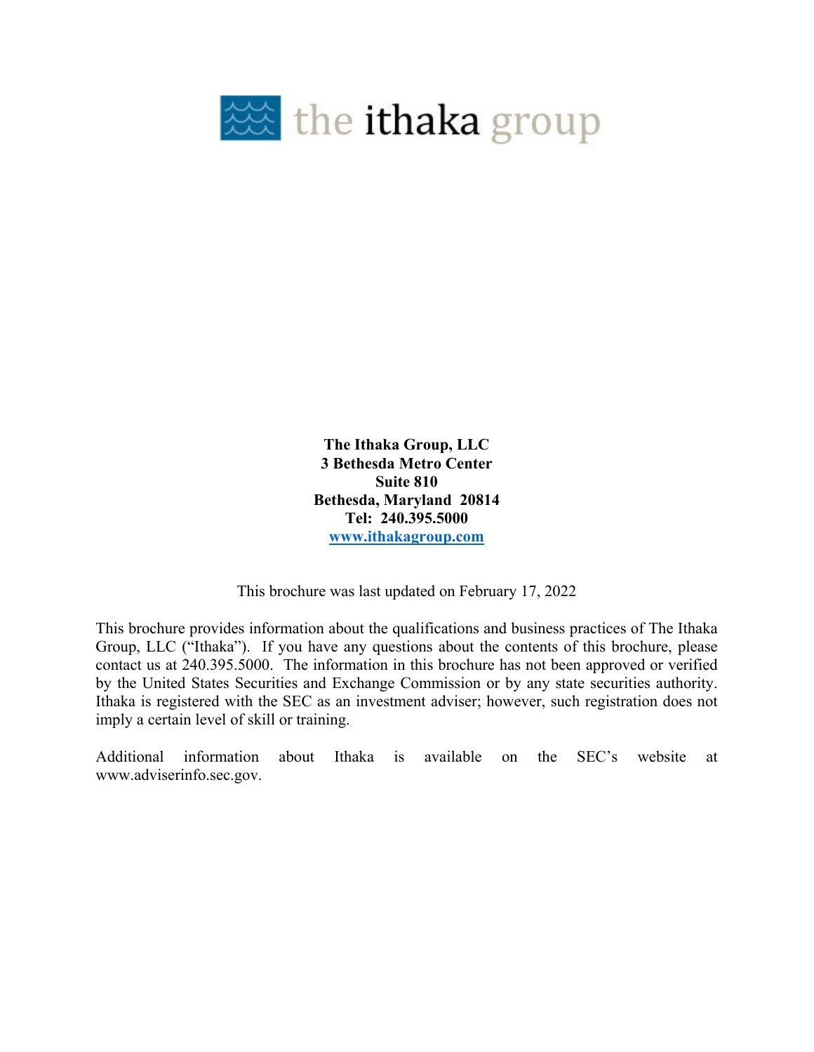the ithaka group

**The Ithaka Group, LLC**
**3 Bethesda Metro Center**
**Suite 810**
**Bethesda, Maryland 20814**
**Tel: 240.395.5000**
**[www.ithakagroup.com](http://www.ithakagroup.com)**

This brochure was last updated on February 17, 2022

This brochure provides information about the qualifications and business practices of The Ithaka Group, LLC ("Ithaka"). If you have any questions about the contents of this brochure, please contact us at 240.395.5000. The information in this brochure has not been approved or verified by the United States Securities and Exchange Commission or by any state securities authority. Ithaka is registered with the SEC as an investment adviser; however, such registration does not imply a certain level of skill or training.

Additional information about Ithaka is available on the SEC's website at www.adviserinfo.sec.gov.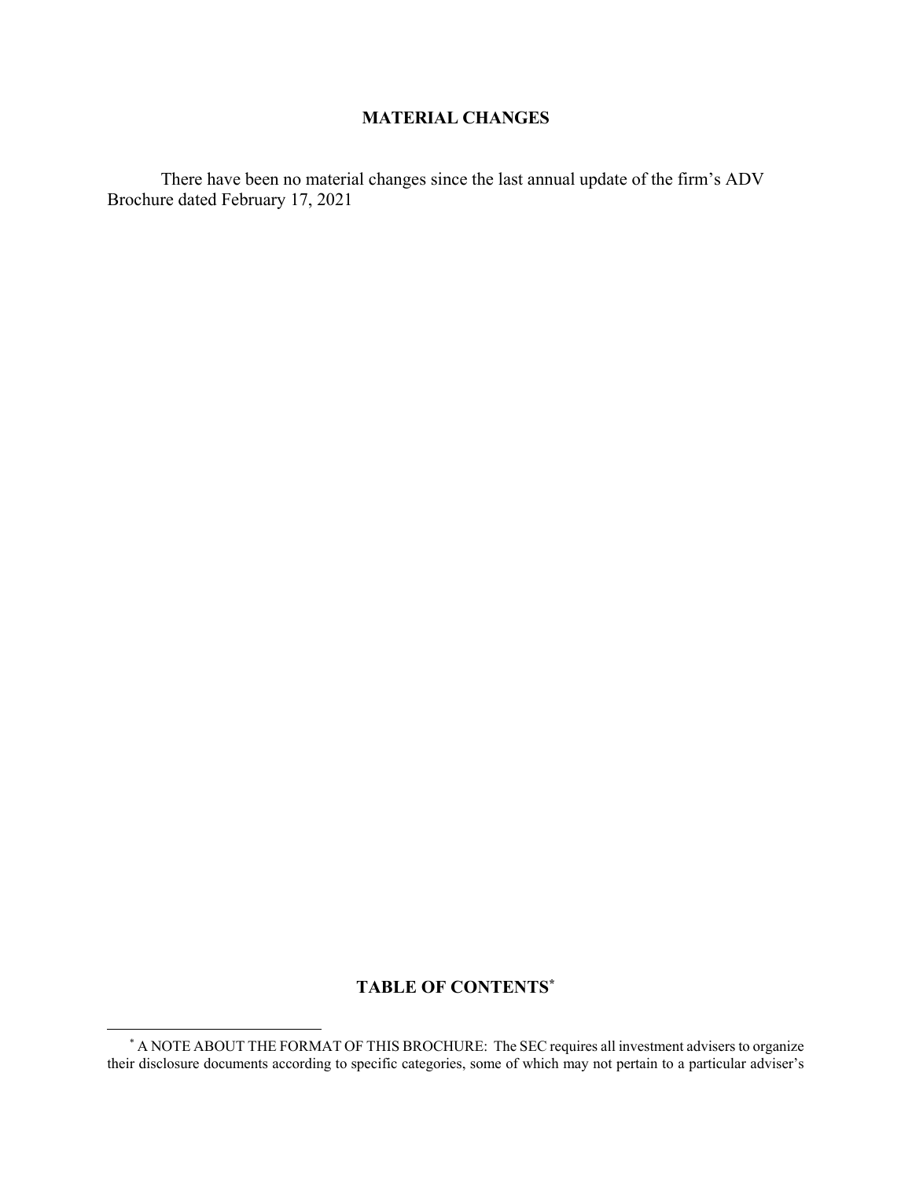## MATERIAL CHANGES

There have been no material changes since the last annual update of the firm's ADV Brochure dated February 17, 2021

## TABLE OF CONTENTS[*]

[*] A NOTE ABOUT THE FORMAT OF THIS BROCHURE: The SEC requires all investment advisers to organize their disclosure documents according to specific categories, some of which may not pertain to a particular adviser's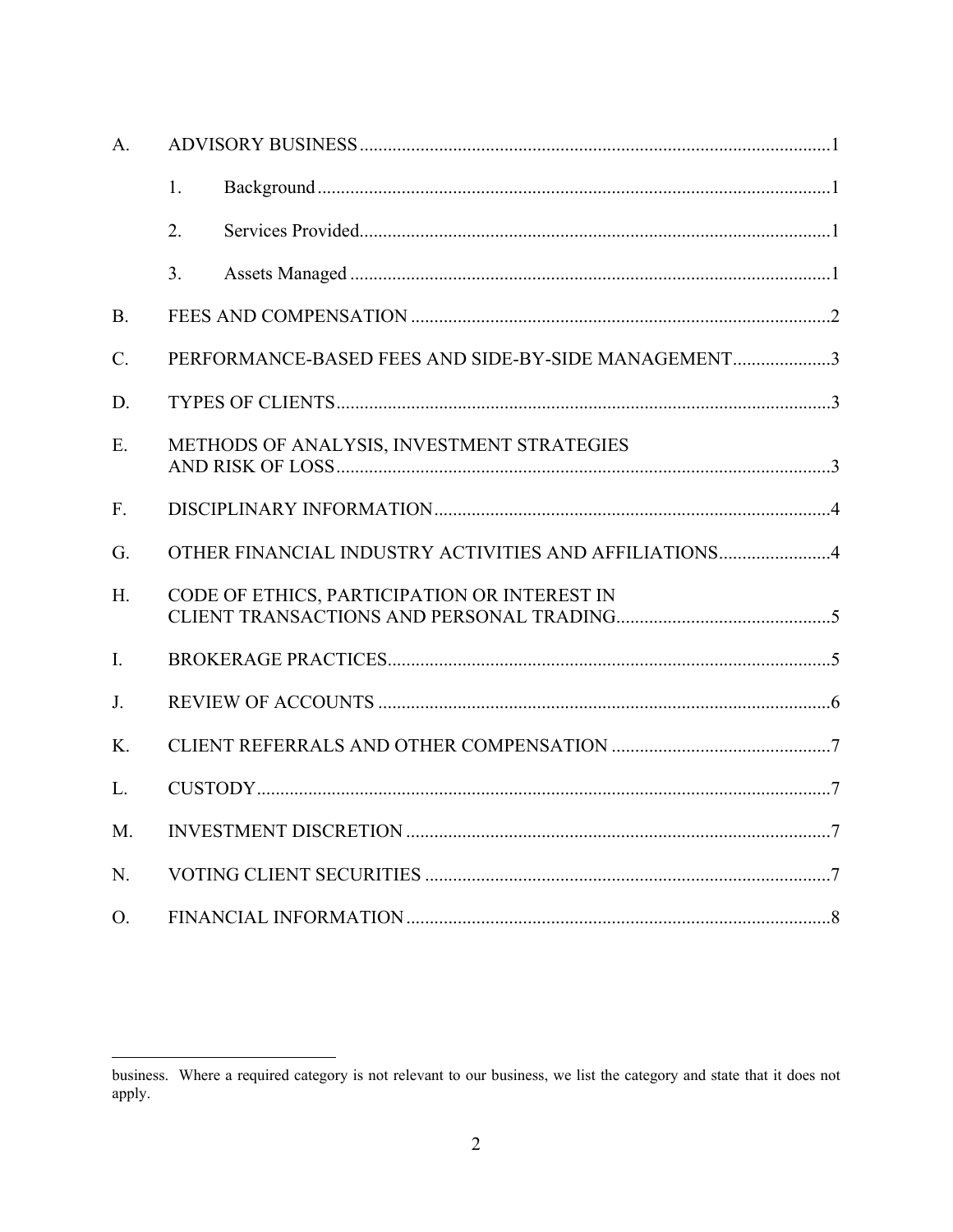A. ADVISORY BUSINESS .......... 1

1. Background .......... 1

2. Services Provided .......... 1

3. Assets Managed .......... 1

B. FEES AND COMPENSATION .......... 2

C. PERFORMANCE-BASED FEES AND SIDE-BY-SIDE MANAGEMENT .......... 3

D. TYPES OF CLIENTS .......... 3

E. METHODS OF ANALYSIS, INVESTMENT STRATEGIES AND RISK OF LOSS .......... 3

F. DISCIPLINARY INFORMATION .......... 4

G. OTHER FINANCIAL INDUSTRY ACTIVITIES AND AFFILIATIONS .......... 4

H. CODE OF ETHICS, PARTICIPATION OR INTEREST IN CLIENT TRANSACTIONS AND PERSONAL TRADING .......... 5

I. BROKERAGE PRACTICES .......... 5

J. REVIEW OF ACCOUNTS .......... 6

K. CLIENT REFERRALS AND OTHER COMPENSATION .......... 7

L. CUSTODY .......... 7

M. INVESTMENT DISCRETION .......... 7

N. VOTING CLIENT SECURITIES .......... 7

O. FINANCIAL INFORMATION .......... 8

---

business. Where a required category is not relevant to our business, we list the category and state that it does not apply.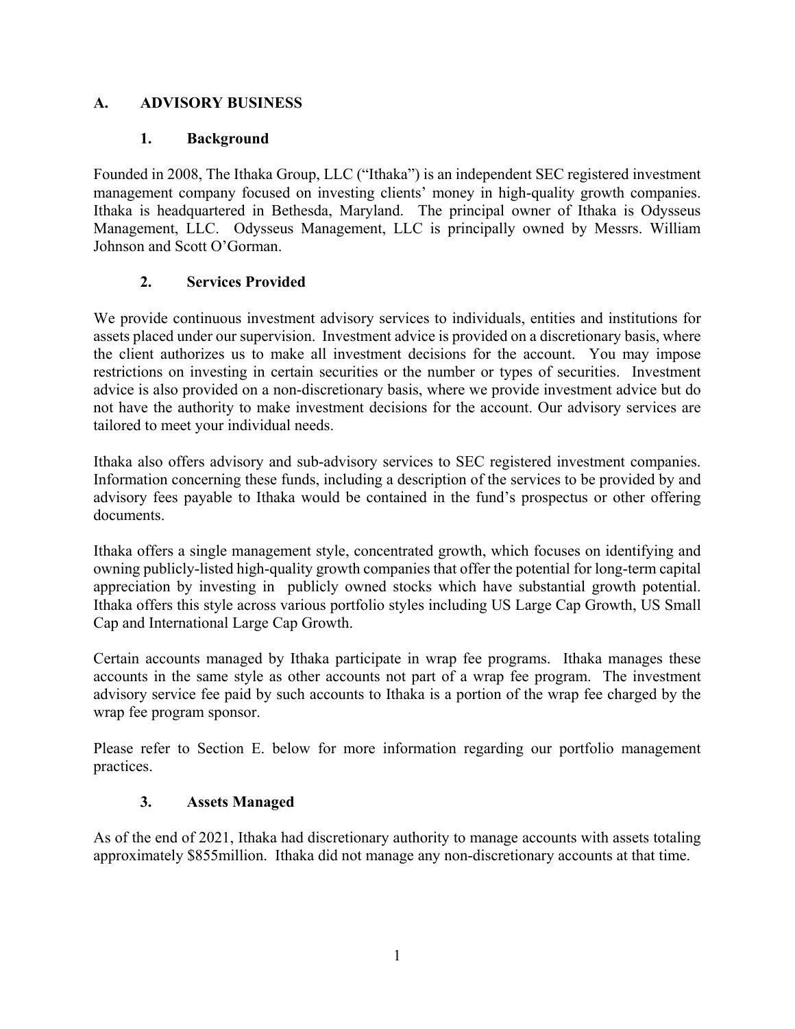## A. ADVISORY BUSINESS

### 1. Background

Founded in 2008, The Ithaka Group, LLC ("Ithaka") is an independent SEC registered investment management company focused on investing clients' money in high-quality growth companies. Ithaka is headquartered in Bethesda, Maryland. The principal owner of Ithaka is Odysseus Management, LLC. Odysseus Management, LLC is principally owned by Messrs. William Johnson and Scott O'Gorman.

### 2. Services Provided

We provide continuous investment advisory services to individuals, entities and institutions for assets placed under our supervision. Investment advice is provided on a discretionary basis, where the client authorizes us to make all investment decisions for the account. You may impose restrictions on investing in certain securities or the number or types of securities. Investment advice is also provided on a non-discretionary basis, where we provide investment advice but do not have the authority to make investment decisions for the account. Our advisory services are tailored to meet your individual needs.

Ithaka also offers advisory and sub-advisory services to SEC registered investment companies. Information concerning these funds, including a description of the services to be provided by and advisory fees payable to Ithaka would be contained in the fund's prospectus or other offering documents.

Ithaka offers a single management style, concentrated growth, which focuses on identifying and owning publicly-listed high-quality growth companies that offer the potential for long-term capital appreciation by investing in publicly owned stocks which have substantial growth potential. Ithaka offers this style across various portfolio styles including US Large Cap Growth, US Small Cap and International Large Cap Growth.

Certain accounts managed by Ithaka participate in wrap fee programs. Ithaka manages these accounts in the same style as other accounts not part of a wrap fee program. The investment advisory service fee paid by such accounts to Ithaka is a portion of the wrap fee charged by the wrap fee program sponsor.

Please refer to Section E. below for more information regarding our portfolio management practices.

### 3. Assets Managed

As of the end of 2021, Ithaka had discretionary authority to manage accounts with assets totaling approximately $855million. Ithaka did not manage any non-discretionary accounts at that time.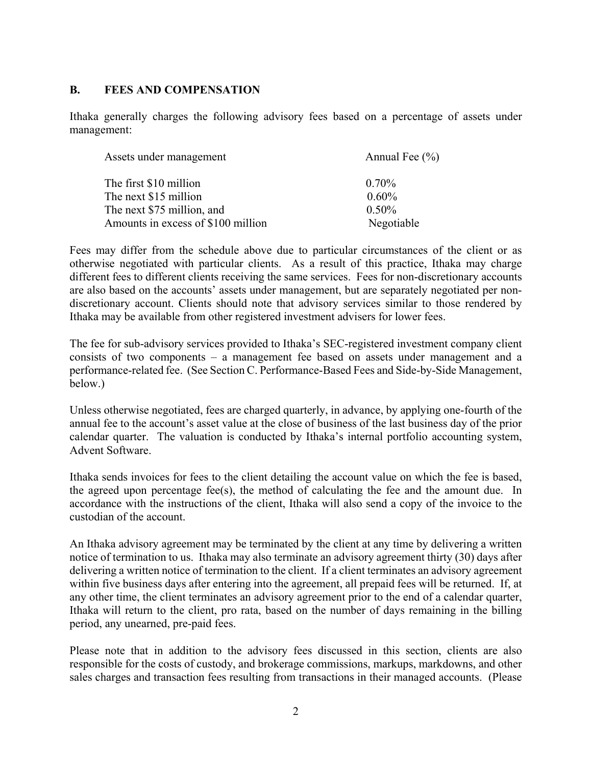## B. FEES AND COMPENSATION

Ithaka generally charges the following advisory fees based on a percentage of assets under management:

| Assets under management | Annual Fee (%) |
|---|---|
| The first $10 million | 0.70% |
| The next $15 million | 0.60% |
| The next $75 million, and | 0.50% |
| Amounts in excess of $100 million | Negotiable |

Fees may differ from the schedule above due to particular circumstances of the client or as otherwise negotiated with particular clients. As a result of this practice, Ithaka may charge different fees to different clients receiving the same services. Fees for non-discretionary accounts are also based on the accounts' assets under management, but are separately negotiated per non-discretionary account. Clients should note that advisory services similar to those rendered by Ithaka may be available from other registered investment advisers for lower fees.

The fee for sub-advisory services provided to Ithaka's SEC-registered investment company client consists of two components – a management fee based on assets under management and a performance-related fee. (See Section C. Performance-Based Fees and Side-by-Side Management, below.)

Unless otherwise negotiated, fees are charged quarterly, in advance, by applying one-fourth of the annual fee to the account's asset value at the close of business of the last business day of the prior calendar quarter. The valuation is conducted by Ithaka's internal portfolio accounting system, Advent Software.

Ithaka sends invoices for fees to the client detailing the account value on which the fee is based, the agreed upon percentage fee(s), the method of calculating the fee and the amount due. In accordance with the instructions of the client, Ithaka will also send a copy of the invoice to the custodian of the account.

An Ithaka advisory agreement may be terminated by the client at any time by delivering a written notice of termination to us. Ithaka may also terminate an advisory agreement thirty (30) days after delivering a written notice of termination to the client. If a client terminates an advisory agreement within five business days after entering into the agreement, all prepaid fees will be returned. If, at any other time, the client terminates an advisory agreement prior to the end of a calendar quarter, Ithaka will return to the client, pro rata, based on the number of days remaining in the billing period, any unearned, pre-paid fees.

Please note that in addition to the advisory fees discussed in this section, clients are also responsible for the costs of custody, and brokerage commissions, markups, markdowns, and other sales charges and transaction fees resulting from transactions in their managed accounts. (Please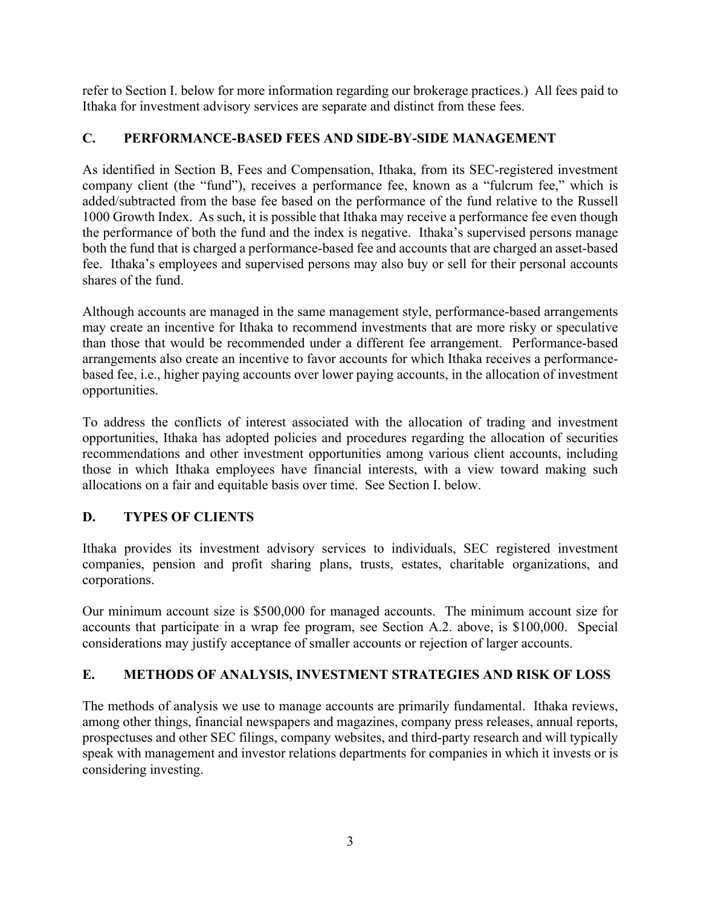refer to Section I. below for more information regarding our brokerage practices.) All fees paid to Ithaka for investment advisory services are separate and distinct from these fees.

## C. PERFORMANCE-BASED FEES AND SIDE-BY-SIDE MANAGEMENT

As identified in Section B, Fees and Compensation, Ithaka, from its SEC-registered investment company client (the "fund"), receives a performance fee, known as a "fulcrum fee," which is added/subtracted from the base fee based on the performance of the fund relative to the Russell 1000 Growth Index. As such, it is possible that Ithaka may receive a performance fee even though the performance of both the fund and the index is negative. Ithaka's supervised persons manage both the fund that is charged a performance-based fee and accounts that are charged an asset-based fee. Ithaka's employees and supervised persons may also buy or sell for their personal accounts shares of the fund.

Although accounts are managed in the same management style, performance-based arrangements may create an incentive for Ithaka to recommend investments that are more risky or speculative than those that would be recommended under a different fee arrangement. Performance-based arrangements also create an incentive to favor accounts for which Ithaka receives a performance-based fee, i.e., higher paying accounts over lower paying accounts, in the allocation of investment opportunities.

To address the conflicts of interest associated with the allocation of trading and investment opportunities, Ithaka has adopted policies and procedures regarding the allocation of securities recommendations and other investment opportunities among various client accounts, including those in which Ithaka employees have financial interests, with a view toward making such allocations on a fair and equitable basis over time. See Section I. below.

## D. TYPES OF CLIENTS

Ithaka provides its investment advisory services to individuals, SEC registered investment companies, pension and profit sharing plans, trusts, estates, charitable organizations, and corporations.

Our minimum account size is $500,000 for managed accounts. The minimum account size for accounts that participate in a wrap fee program, see Section A.2. above, is $100,000. Special considerations may justify acceptance of smaller accounts or rejection of larger accounts.

## E. METHODS OF ANALYSIS, INVESTMENT STRATEGIES AND RISK OF LOSS

The methods of analysis we use to manage accounts are primarily fundamental. Ithaka reviews, among other things, financial newspapers and magazines, company press releases, annual reports, prospectuses and other SEC filings, company websites, and third-party research and will typically speak with management and investor relations departments for companies in which it invests or is considering investing.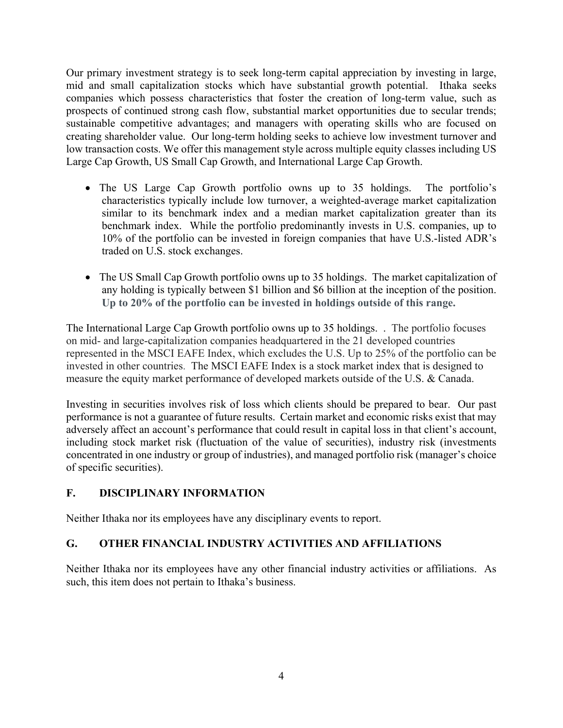Our primary investment strategy is to seek long-term capital appreciation by investing in large, mid and small capitalization stocks which have substantial growth potential. Ithaka seeks companies which possess characteristics that foster the creation of long-term value, such as prospects of continued strong cash flow, substantial market opportunities due to secular trends; sustainable competitive advantages; and managers with operating skills who are focused on creating shareholder value. Our long-term holding seeks to achieve low investment turnover and low transaction costs. We offer this management style across multiple equity classes including US Large Cap Growth, US Small Cap Growth, and International Large Cap Growth.

- The US Large Cap Growth portfolio owns up to 35 holdings. The portfolio's characteristics typically include low turnover, a weighted-average market capitalization similar to its benchmark index and a median market capitalization greater than its benchmark index. While the portfolio predominantly invests in U.S. companies, up to 10% of the portfolio can be invested in foreign companies that have U.S.-listed ADR's traded on U.S. stock exchanges.

- The US Small Cap Growth portfolio owns up to 35 holdings. The market capitalization of any holding is typically between $1 billion and $6 billion at the inception of the position. **Up to 20% of the portfolio can be invested in holdings outside of this range.**

The International Large Cap Growth portfolio owns up to 35 holdings. . The portfolio focuses on mid- and large-capitalization companies headquartered in the 21 developed countries represented in the MSCI EAFE Index, which excludes the U.S. Up to 25% of the portfolio can be invested in other countries. The MSCI EAFE Index is a stock market index that is designed to measure the equity market performance of developed markets outside of the U.S. & Canada.

Investing in securities involves risk of loss which clients should be prepared to bear. Our past performance is not a guarantee of future results. Certain market and economic risks exist that may adversely affect an account's performance that could result in capital loss in that client's account, including stock market risk (fluctuation of the value of securities), industry risk (investments concentrated in one industry or group of industries), and managed portfolio risk (manager's choice of specific securities).

## F. DISCIPLINARY INFORMATION

Neither Ithaka nor its employees have any disciplinary events to report.

## G. OTHER FINANCIAL INDUSTRY ACTIVITIES AND AFFILIATIONS

Neither Ithaka nor its employees have any other financial industry activities or affiliations. As such, this item does not pertain to Ithaka's business.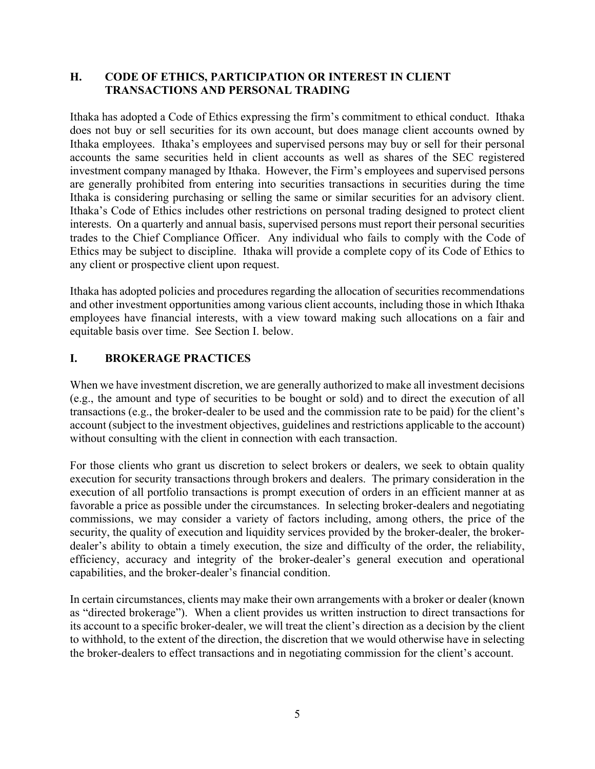## H. CODE OF ETHICS, PARTICIPATION OR INTEREST IN CLIENT TRANSACTIONS AND PERSONAL TRADING

Ithaka has adopted a Code of Ethics expressing the firm's commitment to ethical conduct. Ithaka does not buy or sell securities for its own account, but does manage client accounts owned by Ithaka employees. Ithaka's employees and supervised persons may buy or sell for their personal accounts the same securities held in client accounts as well as shares of the SEC registered investment company managed by Ithaka. However, the Firm's employees and supervised persons are generally prohibited from entering into securities transactions in securities during the time Ithaka is considering purchasing or selling the same or similar securities for an advisory client. Ithaka's Code of Ethics includes other restrictions on personal trading designed to protect client interests. On a quarterly and annual basis, supervised persons must report their personal securities trades to the Chief Compliance Officer. Any individual who fails to comply with the Code of Ethics may be subject to discipline. Ithaka will provide a complete copy of its Code of Ethics to any client or prospective client upon request.

Ithaka has adopted policies and procedures regarding the allocation of securities recommendations and other investment opportunities among various client accounts, including those in which Ithaka employees have financial interests, with a view toward making such allocations on a fair and equitable basis over time. See Section I. below.

## I. BROKERAGE PRACTICES

When we have investment discretion, we are generally authorized to make all investment decisions (e.g., the amount and type of securities to be bought or sold) and to direct the execution of all transactions (e.g., the broker-dealer to be used and the commission rate to be paid) for the client's account (subject to the investment objectives, guidelines and restrictions applicable to the account) without consulting with the client in connection with each transaction.

For those clients who grant us discretion to select brokers or dealers, we seek to obtain quality execution for security transactions through brokers and dealers. The primary consideration in the execution of all portfolio transactions is prompt execution of orders in an efficient manner at as favorable a price as possible under the circumstances. In selecting broker-dealers and negotiating commissions, we may consider a variety of factors including, among others, the price of the security, the quality of execution and liquidity services provided by the broker-dealer, the broker-dealer's ability to obtain a timely execution, the size and difficulty of the order, the reliability, efficiency, accuracy and integrity of the broker-dealer's general execution and operational capabilities, and the broker-dealer's financial condition.

In certain circumstances, clients may make their own arrangements with a broker or dealer (known as "directed brokerage"). When a client provides us written instruction to direct transactions for its account to a specific broker-dealer, we will treat the client's direction as a decision by the client to withhold, to the extent of the direction, the discretion that we would otherwise have in selecting the broker-dealers to effect transactions and in negotiating commission for the client's account.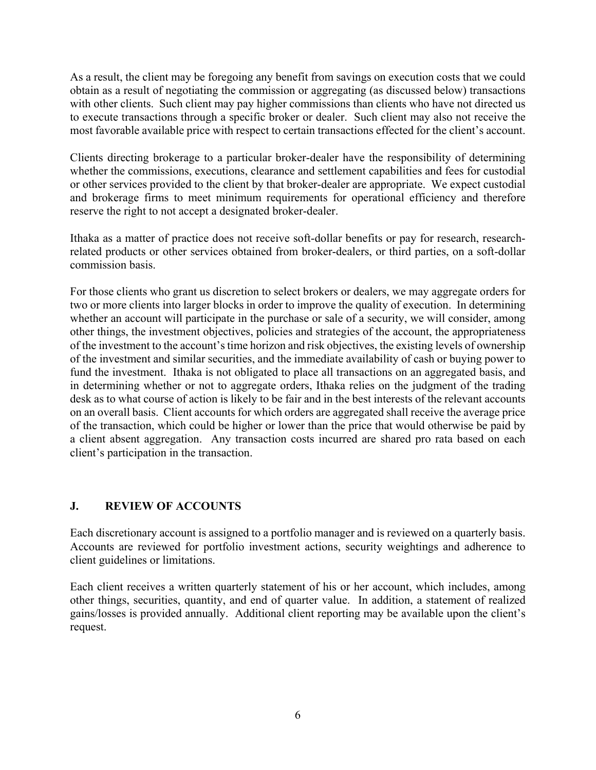As a result, the client may be foregoing any benefit from savings on execution costs that we could obtain as a result of negotiating the commission or aggregating (as discussed below) transactions with other clients. Such client may pay higher commissions than clients who have not directed us to execute transactions through a specific broker or dealer. Such client may also not receive the most favorable available price with respect to certain transactions effected for the client's account.

Clients directing brokerage to a particular broker-dealer have the responsibility of determining whether the commissions, executions, clearance and settlement capabilities and fees for custodial or other services provided to the client by that broker-dealer are appropriate. We expect custodial and brokerage firms to meet minimum requirements for operational efficiency and therefore reserve the right to not accept a designated broker-dealer.

Ithaka as a matter of practice does not receive soft-dollar benefits or pay for research, research-related products or other services obtained from broker-dealers, or third parties, on a soft-dollar commission basis.

For those clients who grant us discretion to select brokers or dealers, we may aggregate orders for two or more clients into larger blocks in order to improve the quality of execution. In determining whether an account will participate in the purchase or sale of a security, we will consider, among other things, the investment objectives, policies and strategies of the account, the appropriateness of the investment to the account's time horizon and risk objectives, the existing levels of ownership of the investment and similar securities, and the immediate availability of cash or buying power to fund the investment. Ithaka is not obligated to place all transactions on an aggregated basis, and in determining whether or not to aggregate orders, Ithaka relies on the judgment of the trading desk as to what course of action is likely to be fair and in the best interests of the relevant accounts on an overall basis. Client accounts for which orders are aggregated shall receive the average price of the transaction, which could be higher or lower than the price that would otherwise be paid by a client absent aggregation. Any transaction costs incurred are shared pro rata based on each client's participation in the transaction.

## J. REVIEW OF ACCOUNTS

Each discretionary account is assigned to a portfolio manager and is reviewed on a quarterly basis. Accounts are reviewed for portfolio investment actions, security weightings and adherence to client guidelines or limitations.

Each client receives a written quarterly statement of his or her account, which includes, among other things, securities, quantity, and end of quarter value. In addition, a statement of realized gains/losses is provided annually. Additional client reporting may be available upon the client's request.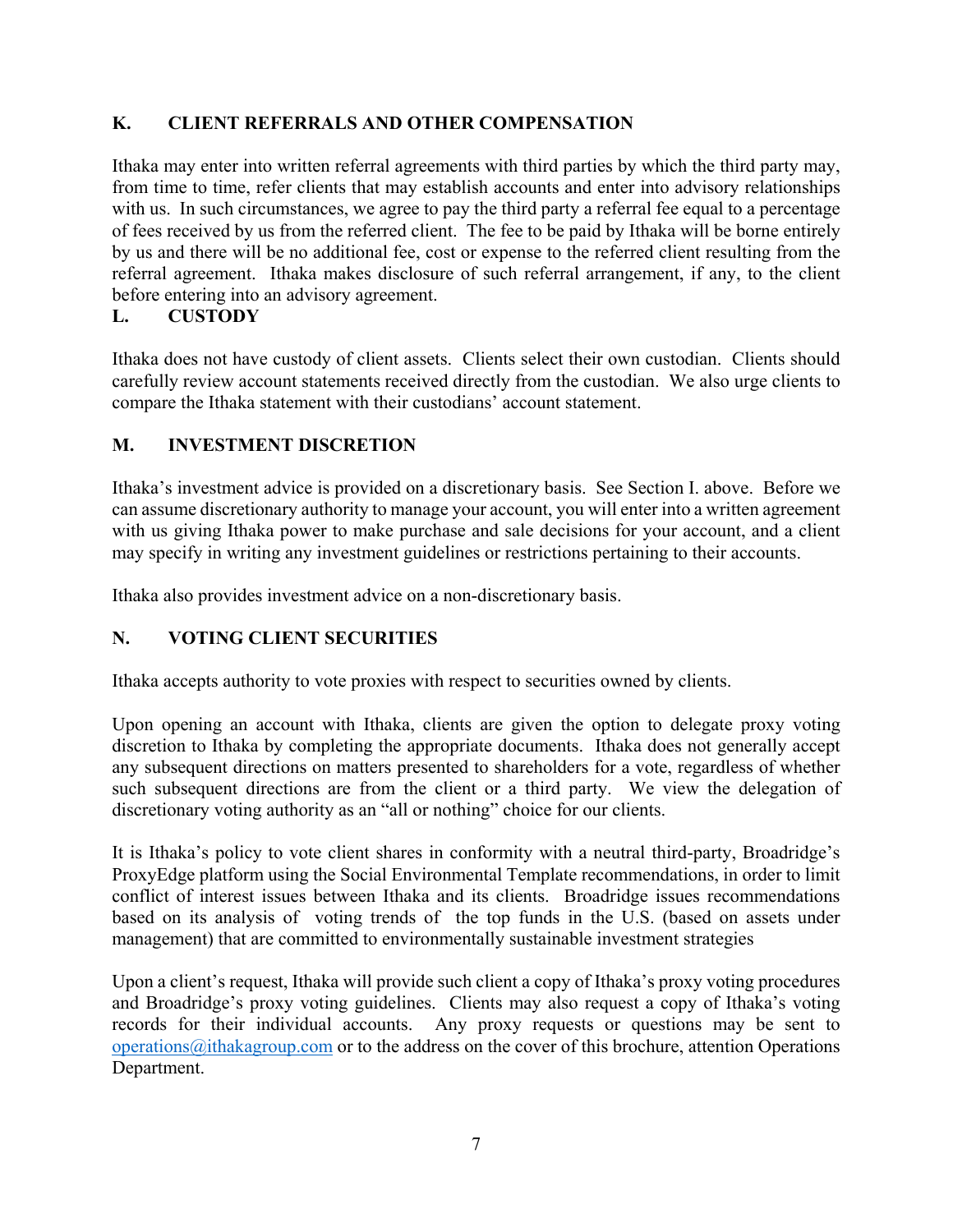## K. CLIENT REFERRALS AND OTHER COMPENSATION

Ithaka may enter into written referral agreements with third parties by which the third party may, from time to time, refer clients that may establish accounts and enter into advisory relationships with us. In such circumstances, we agree to pay the third party a referral fee equal to a percentage of fees received by us from the referred client. The fee to be paid by Ithaka will be borne entirely by us and there will be no additional fee, cost or expense to the referred client resulting from the referral agreement. Ithaka makes disclosure of such referral arrangement, if any, to the client before entering into an advisory agreement.

## L. CUSTODY

Ithaka does not have custody of client assets. Clients select their own custodian. Clients should carefully review account statements received directly from the custodian. We also urge clients to compare the Ithaka statement with their custodians' account statement.

## M. INVESTMENT DISCRETION

Ithaka's investment advice is provided on a discretionary basis. See Section I. above. Before we can assume discretionary authority to manage your account, you will enter into a written agreement with us giving Ithaka power to make purchase and sale decisions for your account, and a client may specify in writing any investment guidelines or restrictions pertaining to their accounts.

Ithaka also provides investment advice on a non-discretionary basis.

## N. VOTING CLIENT SECURITIES

Ithaka accepts authority to vote proxies with respect to securities owned by clients.

Upon opening an account with Ithaka, clients are given the option to delegate proxy voting discretion to Ithaka by completing the appropriate documents. Ithaka does not generally accept any subsequent directions on matters presented to shareholders for a vote, regardless of whether such subsequent directions are from the client or a third party. We view the delegation of discretionary voting authority as an "all or nothing" choice for our clients.

It is Ithaka's policy to vote client shares in conformity with a neutral third-party, Broadridge's ProxyEdge platform using the Social Environmental Template recommendations, in order to limit conflict of interest issues between Ithaka and its clients. Broadridge issues recommendations based on its analysis of voting trends of the top funds in the U.S. (based on assets under management) that are committed to environmentally sustainable investment strategies

Upon a client's request, Ithaka will provide such client a copy of Ithaka's proxy voting procedures and Broadridge's proxy voting guidelines. Clients may also request a copy of Ithaka's voting records for their individual accounts. Any proxy requests or questions may be sent to operations@ithakagroup.com or to the address on the cover of this brochure, attention Operations Department.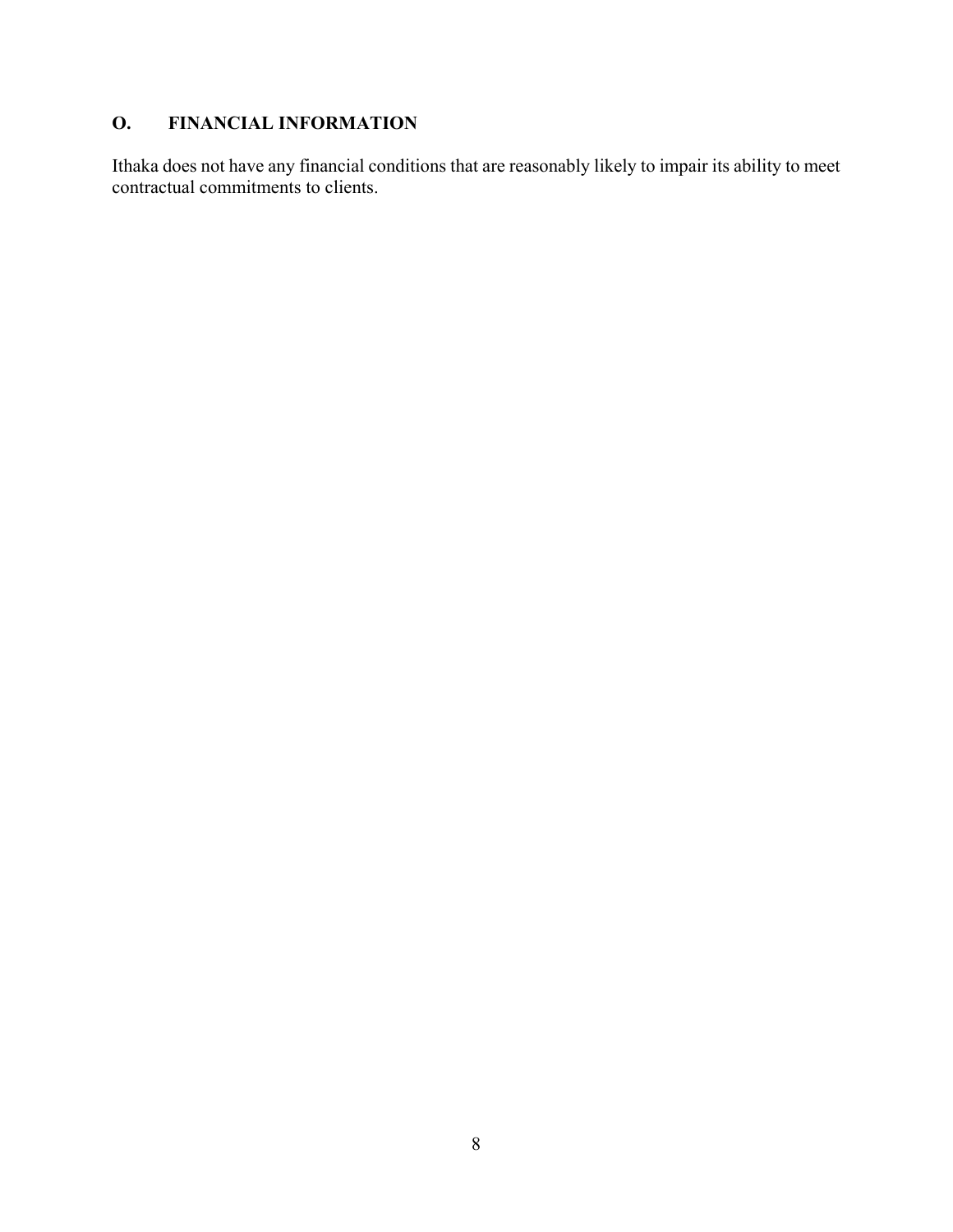## O. FINANCIAL INFORMATION

Ithaka does not have any financial conditions that are reasonably likely to impair its ability to meet contractual commitments to clients.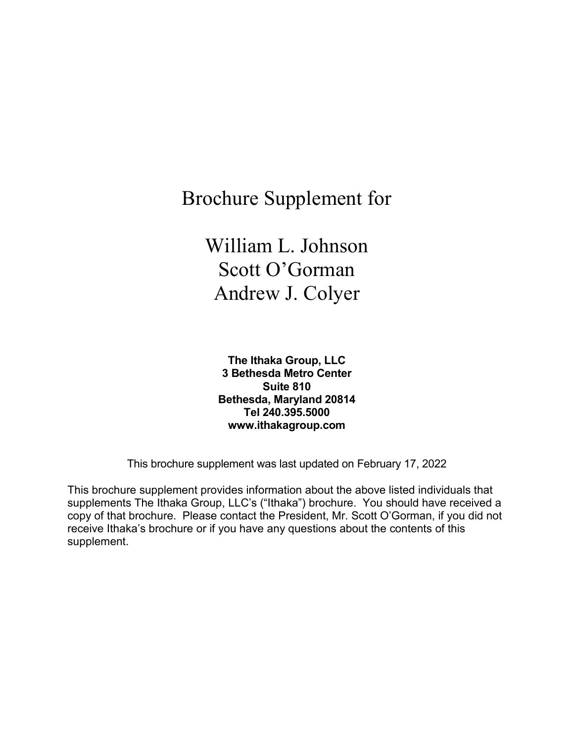# Brochure Supplement for

# William L. Johnson
# Scott O'Gorman
# Andrew J. Colyer

**The Ithaka Group, LLC**
**3 Bethesda Metro Center**
**Suite 810**
**Bethesda, Maryland 20814**
**Tel 240.395.5000**
**www.ithakagroup.com**

This brochure supplement was last updated on February 17, 2022

This brochure supplement provides information about the above listed individuals that supplements The Ithaka Group, LLC's ("Ithaka") brochure. You should have received a copy of that brochure. Please contact the President, Mr. Scott O'Gorman, if you did not receive Ithaka's brochure or if you have any questions about the contents of this supplement.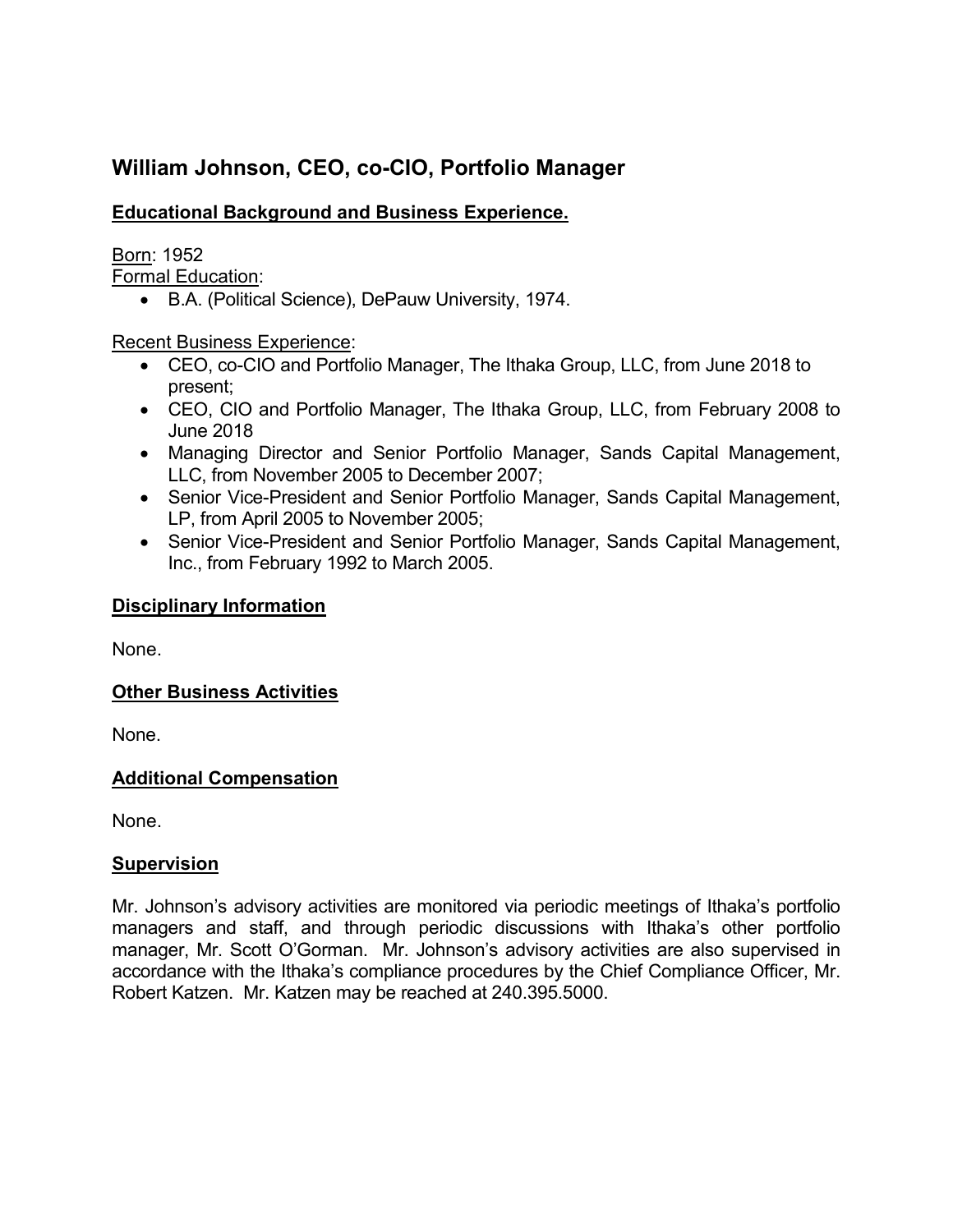## William Johnson, CEO, co-CIO, Portfolio Manager

### <u>Educational Background and Business Experience.</u>

<u>Born</u>: 1952

<u>Formal Education</u>:

- B.A. (Political Science), DePauw University, 1974.

<u>Recent Business Experience</u>:

- CEO, co-CIO and Portfolio Manager, The Ithaka Group, LLC, from June 2018 to present;
- CEO, CIO and Portfolio Manager, The Ithaka Group, LLC, from February 2008 to June 2018
- Managing Director and Senior Portfolio Manager, Sands Capital Management, LLC, from November 2005 to December 2007;
- Senior Vice-President and Senior Portfolio Manager, Sands Capital Management, LP, from April 2005 to November 2005;
- Senior Vice-President and Senior Portfolio Manager, Sands Capital Management, Inc., from February 1992 to March 2005.

### <u>Disciplinary Information</u>

None.

### <u>Other Business Activities</u>

None.

### <u>Additional Compensation</u>

None.

### <u>Supervision</u>

Mr. Johnson's advisory activities are monitored via periodic meetings of Ithaka's portfolio managers and staff, and through periodic discussions with Ithaka's other portfolio manager, Mr. Scott O'Gorman. Mr. Johnson's advisory activities are also supervised in accordance with the Ithaka's compliance procedures by the Chief Compliance Officer, Mr. Robert Katzen. Mr. Katzen may be reached at 240.395.5000.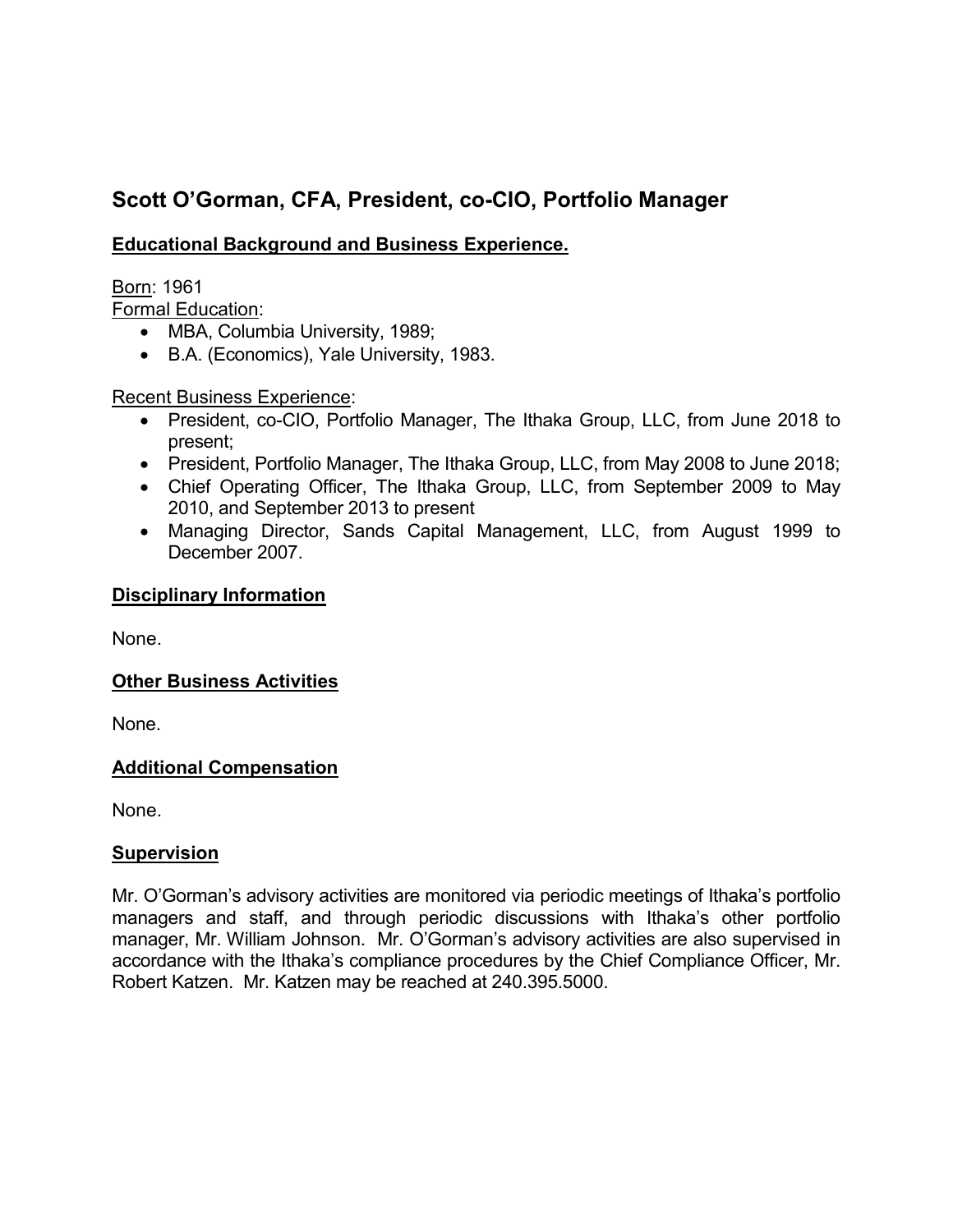## Scott O'Gorman, CFA, President, co-CIO, Portfolio Manager

### Educational Background and Business Experience.

Born: 1961

Formal Education:

- MBA, Columbia University, 1989;
- B.A. (Economics), Yale University, 1983.

Recent Business Experience:

- President, co-CIO, Portfolio Manager, The Ithaka Group, LLC, from June 2018 to present;
- President, Portfolio Manager, The Ithaka Group, LLC, from May 2008 to June 2018;
- Chief Operating Officer, The Ithaka Group, LLC, from September 2009 to May 2010, and September 2013 to present
- Managing Director, Sands Capital Management, LLC, from August 1999 to December 2007.

### Disciplinary Information

None.

### Other Business Activities

None.

### Additional Compensation

None.

### Supervision

Mr. O'Gorman's advisory activities are monitored via periodic meetings of Ithaka's portfolio managers and staff, and through periodic discussions with Ithaka's other portfolio manager, Mr. William Johnson. Mr. O'Gorman's advisory activities are also supervised in accordance with the Ithaka's compliance procedures by the Chief Compliance Officer, Mr. Robert Katzen. Mr. Katzen may be reached at 240.395.5000.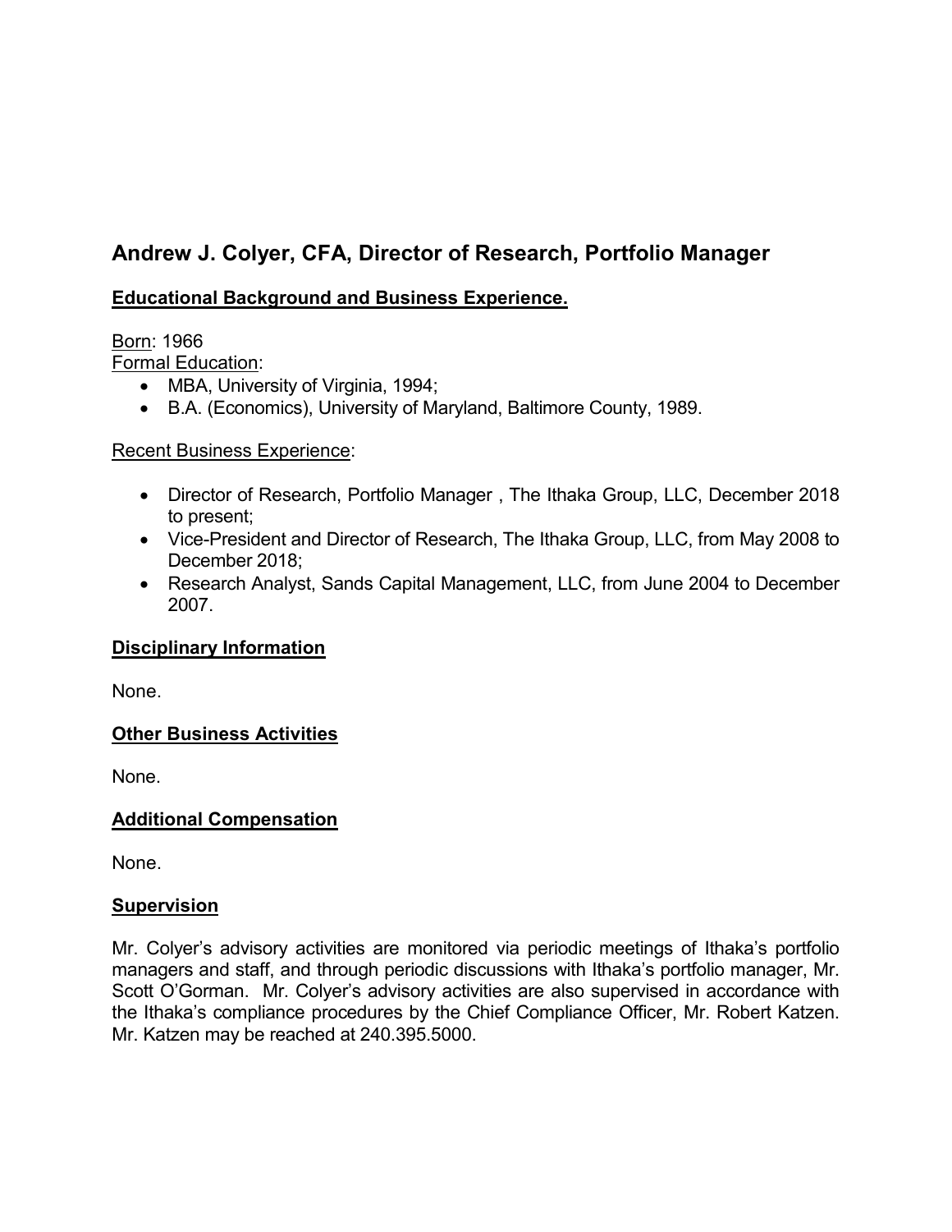## Andrew J. Colyer, CFA, Director of Research, Portfolio Manager

**Educational Background and Business Experience.**

Born: 1966

Formal Education:

- MBA, University of Virginia, 1994;
- B.A. (Economics), University of Maryland, Baltimore County, 1989.

Recent Business Experience:

- Director of Research, Portfolio Manager , The Ithaka Group, LLC, December 2018 to present;
- Vice-President and Director of Research, The Ithaka Group, LLC, from May 2008 to December 2018;
- Research Analyst, Sands Capital Management, LLC, from June 2004 to December 2007.

**Disciplinary Information**

None.

**Other Business Activities**

None.

**Additional Compensation**

None.

**Supervision**

Mr. Colyer's advisory activities are monitored via periodic meetings of Ithaka's portfolio managers and staff, and through periodic discussions with Ithaka's portfolio manager, Mr. Scott O'Gorman. Mr. Colyer's advisory activities are also supervised in accordance with the Ithaka's compliance procedures by the Chief Compliance Officer, Mr. Robert Katzen. Mr. Katzen may be reached at 240.395.5000.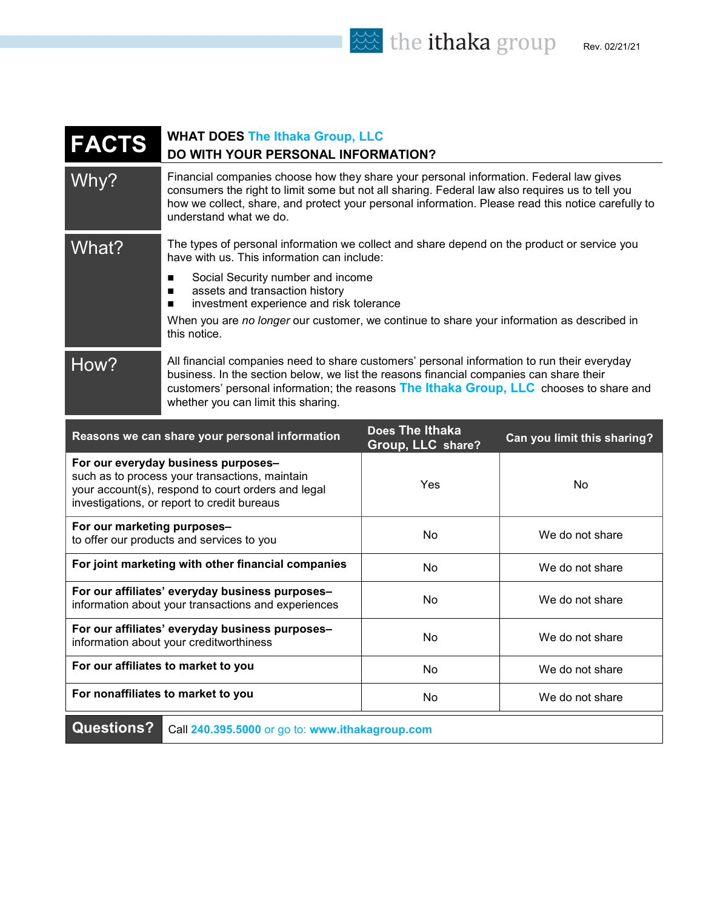Rev. 02/21/21

| FACTS | WHAT DOES The Ithaka Group, LLC DO WITH YOUR PERSONAL INFORMATION? |
|---|---|
| Why? | Financial companies choose how they share your personal information. Federal law gives consumers the right to limit some but not all sharing. Federal law also requires us to tell you how we collect, share, and protect your personal information. Please read this notice carefully to understand what we do. |
| What? | The types of personal information we collect and share depend on the product or service you have with us. This information can include:<br>■ Social Security number and income<br>■ assets and transaction history<br>■ investment experience and risk tolerance<br>When you are *no longer* our customer, we continue to share your information as described in this notice. |
| How? | All financial companies need to share customers' personal information to run their everyday business. In the section below, we list the reasons financial companies can share their customers' personal information; the reasons **The Ithaka Group, LLC** chooses to share and whether you can limit this sharing. |

| Reasons we can share your personal information | Does The Ithaka Group, LLC share? | Can you limit this sharing? |
|---|---|---|
| **For our everyday business purposes–** such as to process your transactions, maintain your account(s), respond to court orders and legal investigations, or report to credit bureaus | Yes | No |
| **For our marketing purposes–** to offer our products and services to you | No | We do not share |
| **For joint marketing with other financial companies** | No | We do not share |
| **For our affiliates' everyday business purposes–** information about your transactions and experiences | No | We do not share |
| **For our affiliates' everyday business purposes–** information about your creditworthiness | No | We do not share |
| **For our affiliates to market to you** | No | We do not share |
| **For nonaffiliates to market to you** | No | We do not share |

| **Questions?** | Call **240.395.5000** or go to: **www.ithakagroup.com** |
|---|---|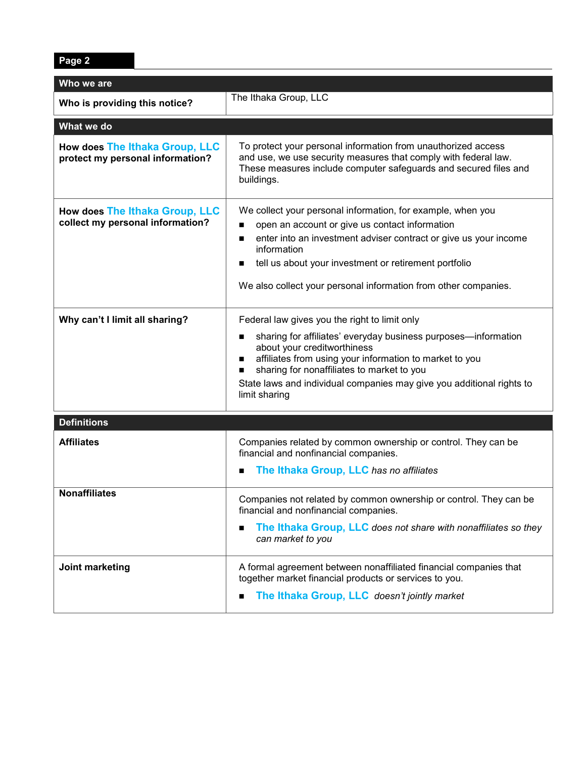| Who we are | |
|---|---|
| **Who is providing this notice?** | The Ithaka Group, LLC |

| What we do | |
|---|---|
| **How does The Ithaka Group, LLC protect my personal information?** | To protect your personal information from unauthorized access and use, we use security measures that comply with federal law. These measures include computer safeguards and secured files and buildings. |
| **How does The Ithaka Group, LLC collect my personal information?** | We collect your personal information, for example, when you<br>■ open an account or give us contact information<br>■ enter into an investment adviser contract or give us your income information<br>■ tell us about your investment or retirement portfolio<br><br>We also collect your personal information from other companies. |
| **Why can't I limit all sharing?** | Federal law gives you the right to limit only<br>■ sharing for affiliates' everyday business purposes—information about your creditworthiness<br>■ affiliates from using your information to market to you<br>■ sharing for nonaffiliates to market to you<br>State laws and individual companies may give you additional rights to limit sharing |

| Definitions | |
|---|---|
| **Affiliates** | Companies related by common ownership or control. They can be financial and nonfinancial companies.<br>■ **The Ithaka Group, LLC** *has no affiliates* |
| **Nonaffiliates** | Companies not related by common ownership or control. They can be financial and nonfinancial companies.<br>■ **The Ithaka Group, LLC** *does not share with nonaffiliates so they can market to you* |
| **Joint marketing** | A formal agreement between nonaffiliated financial companies that together market financial products or services to you.<br>■ **The Ithaka Group, LLC** *doesn't jointly market* |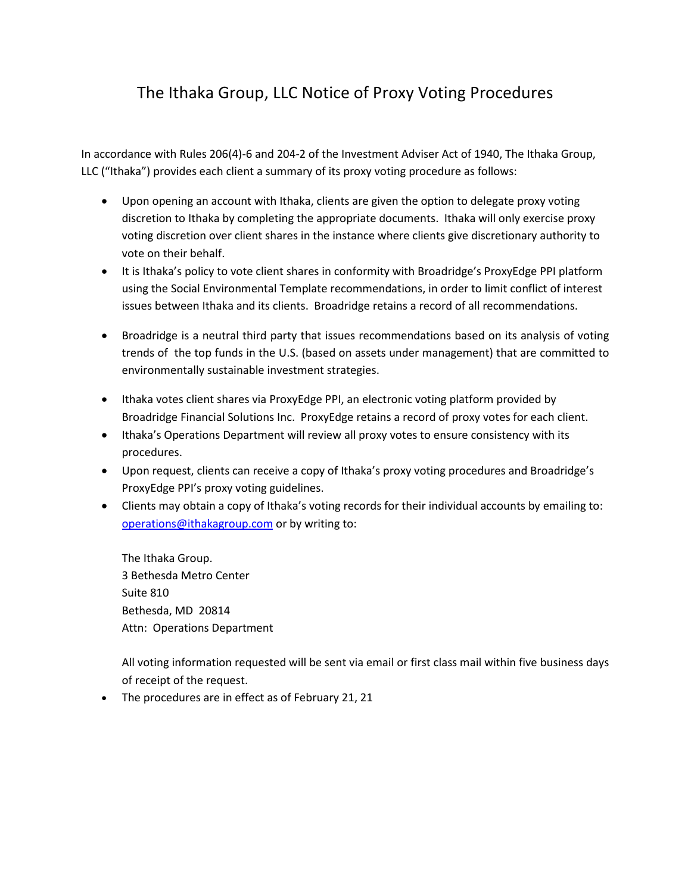# The Ithaka Group, LLC Notice of Proxy Voting Procedures

In accordance with Rules 206(4)-6 and 204-2 of the Investment Adviser Act of 1940, The Ithaka Group, LLC ("Ithaka") provides each client a summary of its proxy voting procedure as follows:

- Upon opening an account with Ithaka, clients are given the option to delegate proxy voting discretion to Ithaka by completing the appropriate documents. Ithaka will only exercise proxy voting discretion over client shares in the instance where clients give discretionary authority to vote on their behalf.
- It is Ithaka's policy to vote client shares in conformity with Broadridge's ProxyEdge PPI platform using the Social Environmental Template recommendations, in order to limit conflict of interest issues between Ithaka and its clients. Broadridge retains a record of all recommendations.
- Broadridge is a neutral third party that issues recommendations based on its analysis of voting trends of the top funds in the U.S. (based on assets under management) that are committed to environmentally sustainable investment strategies.
- Ithaka votes client shares via ProxyEdge PPI, an electronic voting platform provided by Broadridge Financial Solutions Inc. ProxyEdge retains a record of proxy votes for each client.
- Ithaka's Operations Department will review all proxy votes to ensure consistency with its procedures.
- Upon request, clients can receive a copy of Ithaka's proxy voting procedures and Broadridge's ProxyEdge PPI's proxy voting guidelines.
- Clients may obtain a copy of Ithaka's voting records for their individual accounts by emailing to: operations@ithakagroup.com or by writing to:

  The Ithaka Group.
  3 Bethesda Metro Center
  Suite 810
  Bethesda, MD 20814
  Attn: Operations Department

  All voting information requested will be sent via email or first class mail within five business days of receipt of the request.
- The procedures are in effect as of February 21, 21